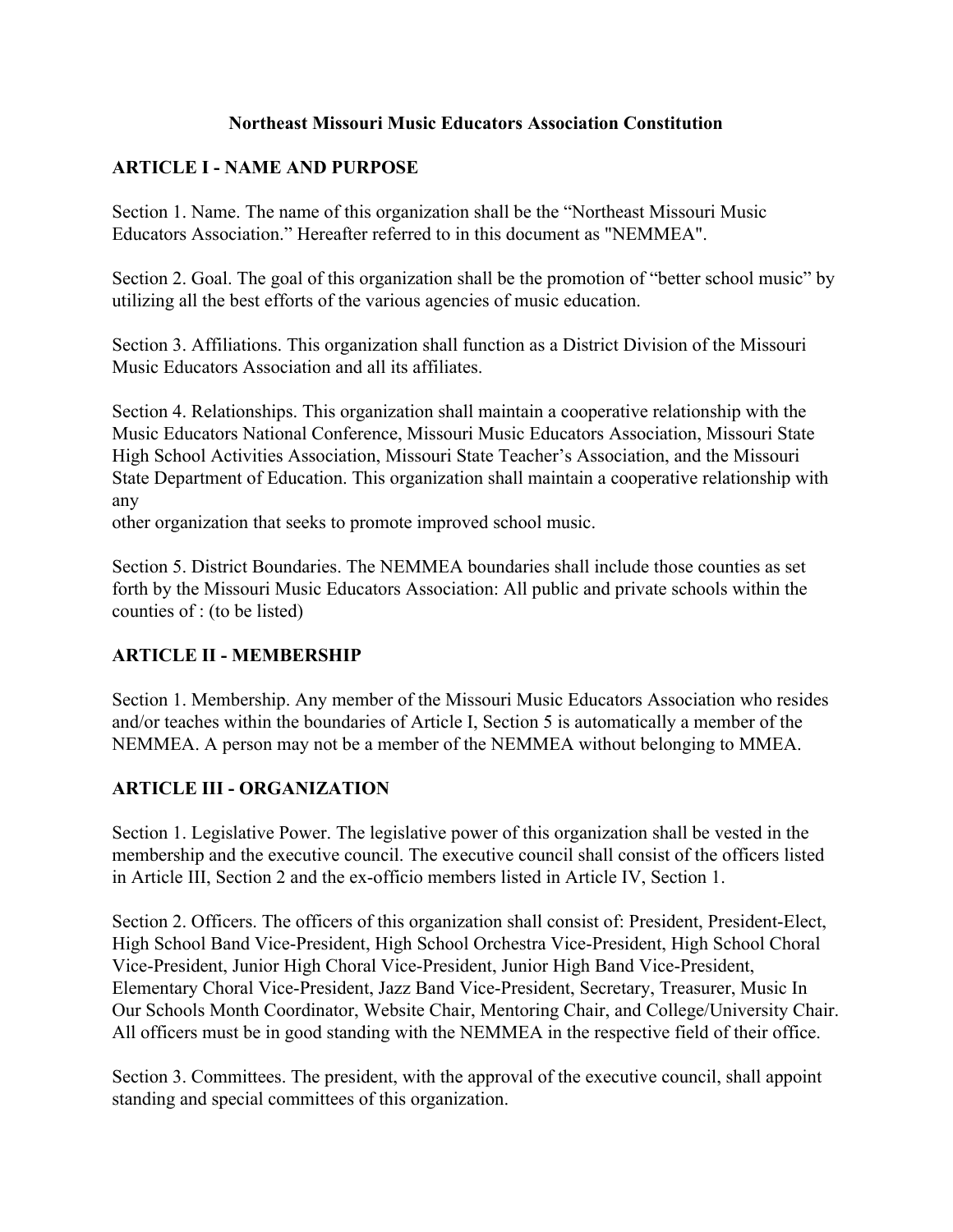**Northeast Missouri Music Educators Association Constitution**

## ARTICLE I - NAME AND PURPOSE

Section 1. Name. The name of this organization shall be the "Northeast Missouri Music Educators Association." Hereafter referred to in this document as "NEMMEA".

Section 2. Goal. The goal of this organization shall be the promotion of "better school music" by utilizing all the best efforts of the various agencies of music education.

Section 3. Affiliations. This organization shall function as a District Division of the Missouri Music Educators Association and all its affiliates.

Section 4. Relationships. This organization shall maintain a cooperative relationship with the Music Educators National Conference, Missouri Music Educators Association, Missouri State High School Activities Association, Missouri State Teacher's Association, and the Missouri State Department of Education. This organization shall maintain a cooperative relationship with any other organization that seeks to promote improved school music.

Section 5. District Boundaries. The NEMMEA boundaries shall include those counties as set forth by the Missouri Music Educators Association: All public and private schools within the counties of : (to be listed)

## ARTICLE II - MEMBERSHIP

Section 1. Membership. Any member of the Missouri Music Educators Association who resides and/or teaches within the boundaries of Article I, Section 5 is automatically a member of the NEMMEA. A person may not be a member of the NEMMEA without belonging to MMEA.

## ARTICLE III - ORGANIZATION

Section 1. Legislative Power. The legislative power of this organization shall be vested in the membership and the executive council. The executive council shall consist of the officers listed in Article III, Section 2 and the ex-officio members listed in Article IV, Section 1.

Section 2. Officers. The officers of this organization shall consist of: President, President-Elect, High School Band Vice-President, High School Orchestra Vice-President, High School Choral Vice-President, Junior High Choral Vice-President, Junior High Band Vice-President, Elementary Choral Vice-President, Jazz Band Vice-President, Secretary, Treasurer, Music In Our Schools Month Coordinator, Website Chair, Mentoring Chair, and College/University Chair. All officers must be in good standing with the NEMMEA in the respective field of their office.

Section 3. Committees. The president, with the approval of the executive council, shall appoint standing and special committees of this organization.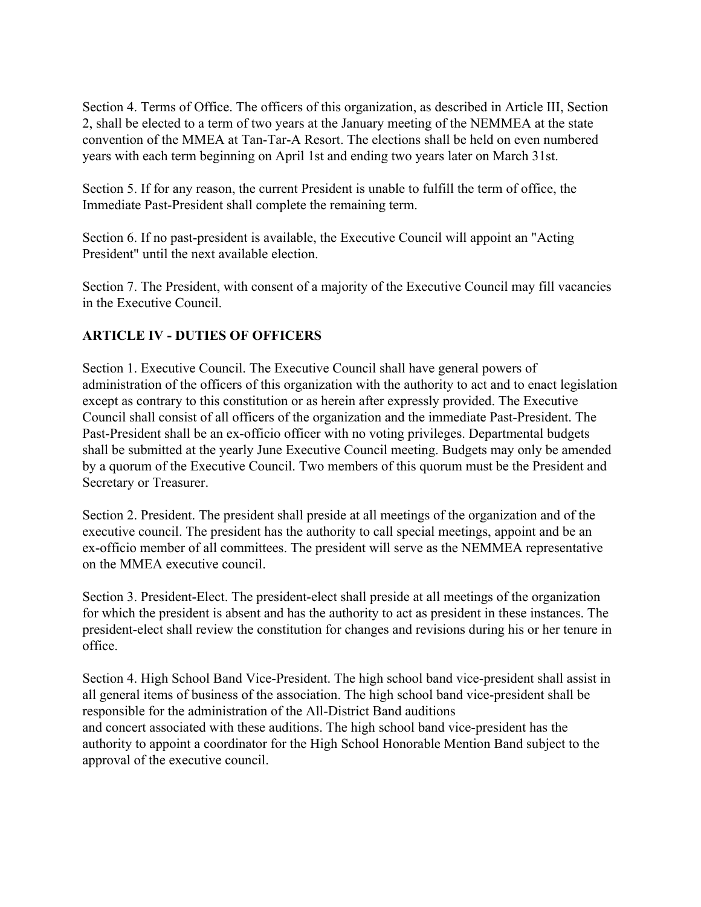Section 4. Terms of Office. The officers of this organization, as described in Article III, Section 2, shall be elected to a term of two years at the January meeting of the NEMMEA at the state convention of the MMEA at Tan-Tar-A Resort. The elections shall be held on even numbered years with each term beginning on April 1st and ending two years later on March 31st.

Section 5. If for any reason, the current President is unable to fulfill the term of office, the Immediate Past-President shall complete the remaining term.

Section 6. If no past-president is available, the Executive Council will appoint an "Acting President" until the next available election.

Section 7. The President, with consent of a majority of the Executive Council may fill vacancies in the Executive Council.

**ARTICLE IV - DUTIES OF OFFICERS**

Section 1. Executive Council. The Executive Council shall have general powers of administration of the officers of this organization with the authority to act and to enact legislation except as contrary to this constitution or as herein after expressly provided. The Executive Council shall consist of all officers of the organization and the immediate Past-President. The Past-President shall be an ex-officio officer with no voting privileges. Departmental budgets shall be submitted at the yearly June Executive Council meeting. Budgets may only be amended by a quorum of the Executive Council. Two members of this quorum must be the President and Secretary or Treasurer.

Section 2. President. The president shall preside at all meetings of the organization and of the executive council. The president has the authority to call special meetings, appoint and be an ex-officio member of all committees. The president will serve as the NEMMEA representative on the MMEA executive council.

Section 3. President-Elect. The president-elect shall preside at all meetings of the organization for which the president is absent and has the authority to act as president in these instances. The president-elect shall review the constitution for changes and revisions during his or her tenure in office.

Section 4. High School Band Vice-President. The high school band vice-president shall assist in all general items of business of the association. The high school band vice-president shall be responsible for the administration of the All-District Band auditions and concert associated with these auditions. The high school band vice-president has the authority to appoint a coordinator for the High School Honorable Mention Band subject to the approval of the executive council.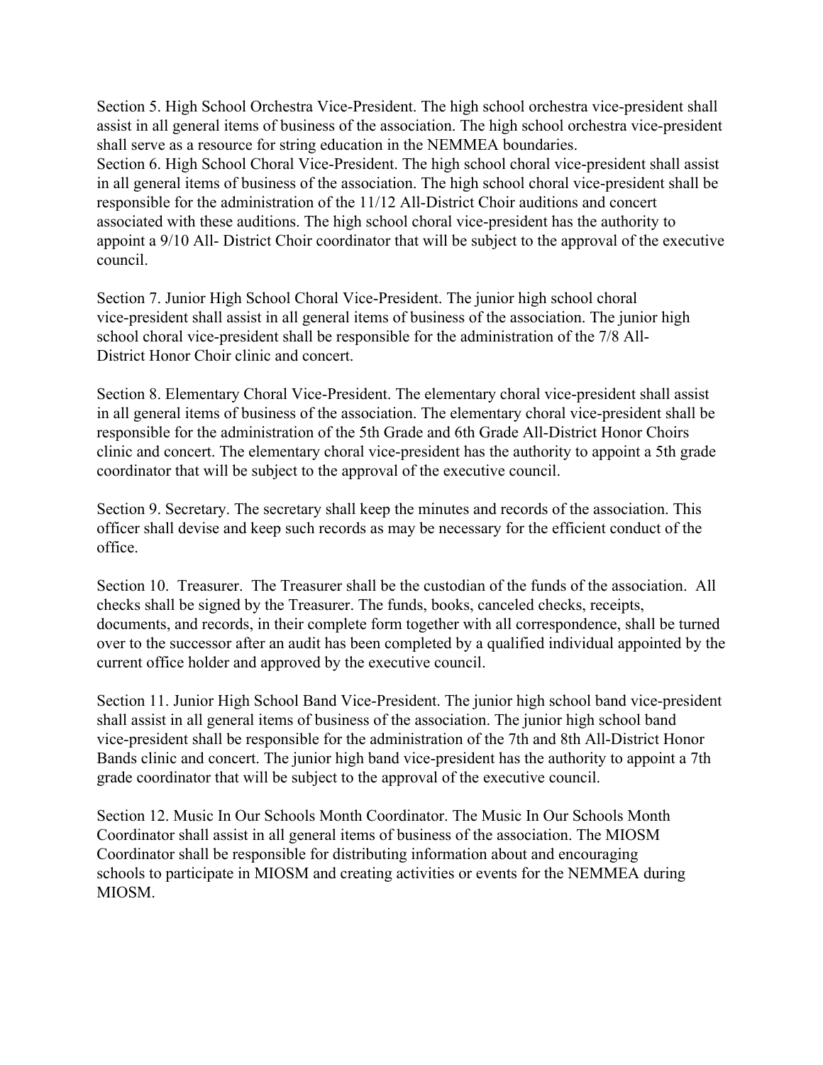Section 5. High School Orchestra Vice-President. The high school orchestra vice-president shall assist in all general items of business of the association. The high school orchestra vice-president shall serve as a resource for string education in the NEMMEA boundaries.
Section 6. High School Choral Vice-President. The high school choral vice-president shall assist in all general items of business of the association. The high school choral vice-president shall be responsible for the administration of the 11/12 All-District Choir auditions and concert associated with these auditions. The high school choral vice-president has the authority to appoint a 9/10 All- District Choir coordinator that will be subject to the approval of the executive council.

Section 7. Junior High School Choral Vice-President. The junior high school choral vice-president shall assist in all general items of business of the association. The junior high school choral vice-president shall be responsible for the administration of the 7/8 All-District Honor Choir clinic and concert.

Section 8. Elementary Choral Vice-President. The elementary choral vice-president shall assist in all general items of business of the association. The elementary choral vice-president shall be responsible for the administration of the 5th Grade and 6th Grade All-District Honor Choirs clinic and concert. The elementary choral vice-president has the authority to appoint a 5th grade coordinator that will be subject to the approval of the executive council.

Section 9. Secretary. The secretary shall keep the minutes and records of the association. This officer shall devise and keep such records as may be necessary for the efficient conduct of the office.

Section 10. Treasurer. The Treasurer shall be the custodian of the funds of the association. All checks shall be signed by the Treasurer. The funds, books, canceled checks, receipts, documents, and records, in their complete form together with all correspondence, shall be turned over to the successor after an audit has been completed by a qualified individual appointed by the current office holder and approved by the executive council.

Section 11. Junior High School Band Vice-President. The junior high school band vice-president shall assist in all general items of business of the association. The junior high school band vice-president shall be responsible for the administration of the 7th and 8th All-District Honor Bands clinic and concert. The junior high band vice-president has the authority to appoint a 7th grade coordinator that will be subject to the approval of the executive council.

Section 12. Music In Our Schools Month Coordinator. The Music In Our Schools Month Coordinator shall assist in all general items of business of the association. The MIOSM Coordinator shall be responsible for distributing information about and encouraging schools to participate in MIOSM and creating activities or events for the NEMMEA during MIOSM.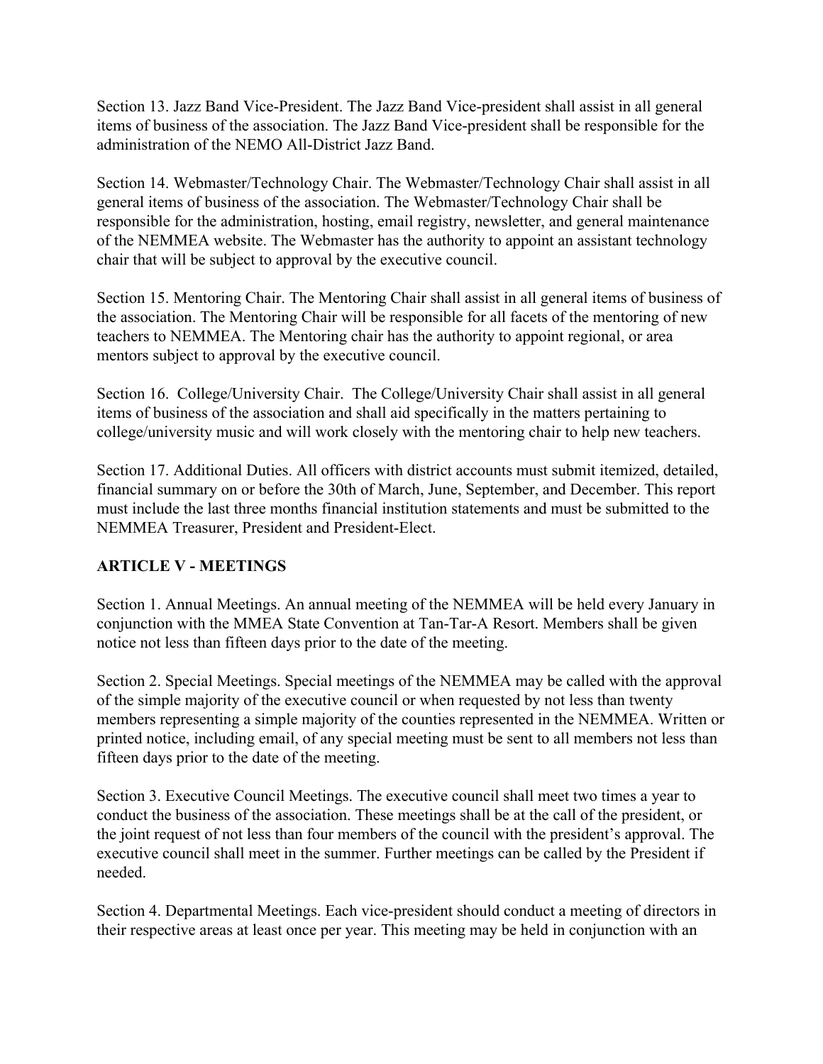Section 13. Jazz Band Vice-President. The Jazz Band Vice-president shall assist in all general items of business of the association. The Jazz Band Vice-president shall be responsible for the administration of the NEMO All-District Jazz Band.

Section 14. Webmaster/Technology Chair. The Webmaster/Technology Chair shall assist in all general items of business of the association. The Webmaster/Technology Chair shall be responsible for the administration, hosting, email registry, newsletter, and general maintenance of the NEMMEA website. The Webmaster has the authority to appoint an assistant technology chair that will be subject to approval by the executive council.

Section 15. Mentoring Chair. The Mentoring Chair shall assist in all general items of business of the association. The Mentoring Chair will be responsible for all facets of the mentoring of new teachers to NEMMEA. The Mentoring chair has the authority to appoint regional, or area mentors subject to approval by the executive council.

Section 16. College/University Chair. The College/University Chair shall assist in all general items of business of the association and shall aid specifically in the matters pertaining to college/university music and will work closely with the mentoring chair to help new teachers.

Section 17. Additional Duties. All officers with district accounts must submit itemized, detailed, financial summary on or before the 30th of March, June, September, and December. This report must include the last three months financial institution statements and must be submitted to the NEMMEA Treasurer, President and President-Elect.

## ARTICLE V - MEETINGS

Section 1. Annual Meetings. An annual meeting of the NEMMEA will be held every January in conjunction with the MMEA State Convention at Tan-Tar-A Resort. Members shall be given notice not less than fifteen days prior to the date of the meeting.

Section 2. Special Meetings. Special meetings of the NEMMEA may be called with the approval of the simple majority of the executive council or when requested by not less than twenty members representing a simple majority of the counties represented in the NEMMEA. Written or printed notice, including email, of any special meeting must be sent to all members not less than fifteen days prior to the date of the meeting.

Section 3. Executive Council Meetings. The executive council shall meet two times a year to conduct the business of the association. These meetings shall be at the call of the president, or the joint request of not less than four members of the council with the president's approval. The executive council shall meet in the summer. Further meetings can be called by the President if needed.

Section 4. Departmental Meetings. Each vice-president should conduct a meeting of directors in their respective areas at least once per year. This meeting may be held in conjunction with an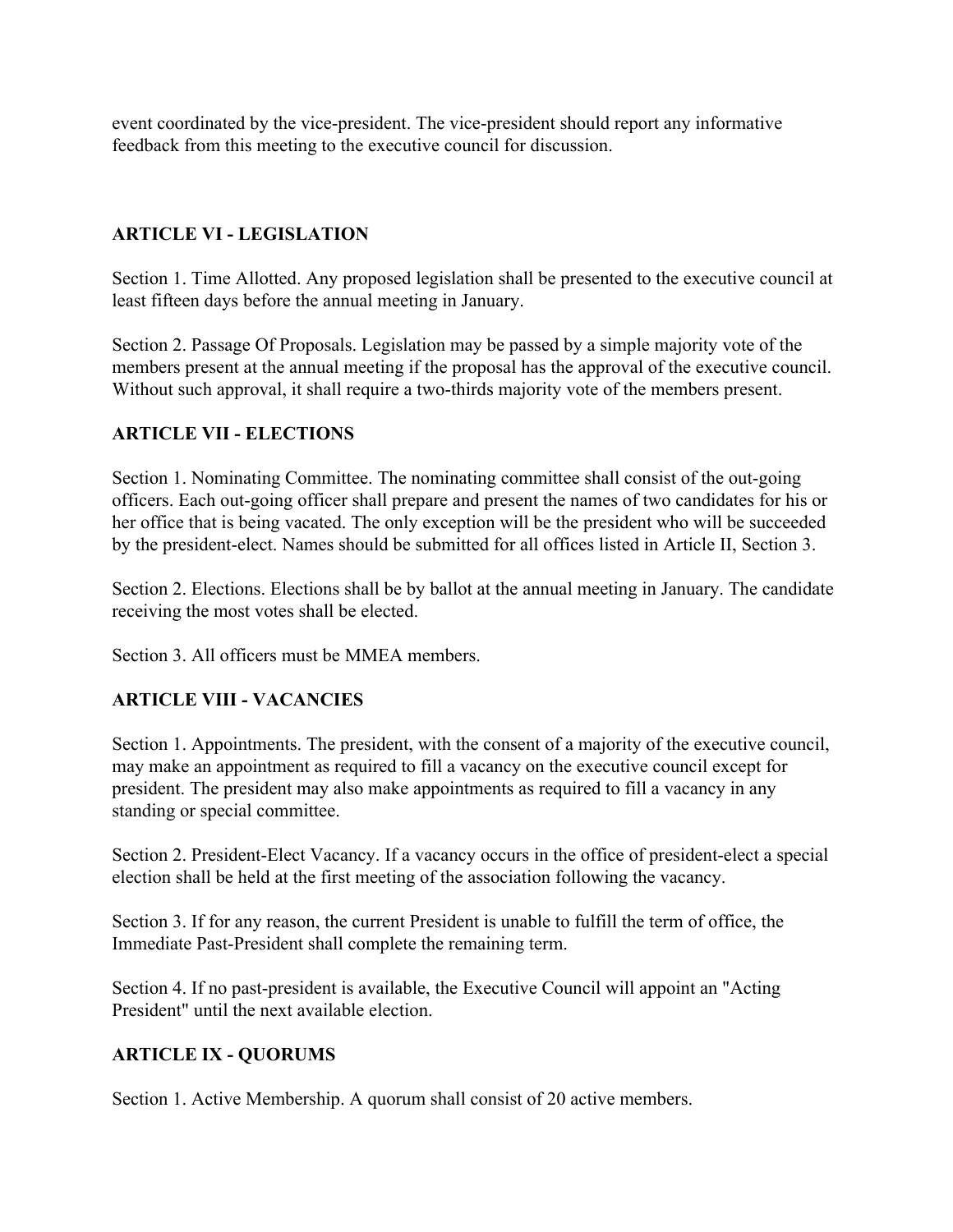event coordinated by the vice-president. The vice-president should report any informative feedback from this meeting to the executive council for discussion.

## ARTICLE VI - LEGISLATION

Section 1. Time Allotted. Any proposed legislation shall be presented to the executive council at least fifteen days before the annual meeting in January.

Section 2. Passage Of Proposals. Legislation may be passed by a simple majority vote of the members present at the annual meeting if the proposal has the approval of the executive council. Without such approval, it shall require a two-thirds majority vote of the members present.

## ARTICLE VII - ELECTIONS

Section 1. Nominating Committee. The nominating committee shall consist of the out-going officers. Each out-going officer shall prepare and present the names of two candidates for his or her office that is being vacated. The only exception will be the president who will be succeeded by the president-elect. Names should be submitted for all offices listed in Article II, Section 3.

Section 2. Elections. Elections shall be by ballot at the annual meeting in January. The candidate receiving the most votes shall be elected.

Section 3. All officers must be MMEA members.

## ARTICLE VIII - VACANCIES

Section 1. Appointments. The president, with the consent of a majority of the executive council, may make an appointment as required to fill a vacancy on the executive council except for president. The president may also make appointments as required to fill a vacancy in any standing or special committee.

Section 2. President-Elect Vacancy. If a vacancy occurs in the office of president-elect a special election shall be held at the first meeting of the association following the vacancy.

Section 3. If for any reason, the current President is unable to fulfill the term of office, the Immediate Past-President shall complete the remaining term.

Section 4. If no past-president is available, the Executive Council will appoint an "Acting President" until the next available election.

## ARTICLE IX - QUORUMS

Section 1. Active Membership. A quorum shall consist of 20 active members.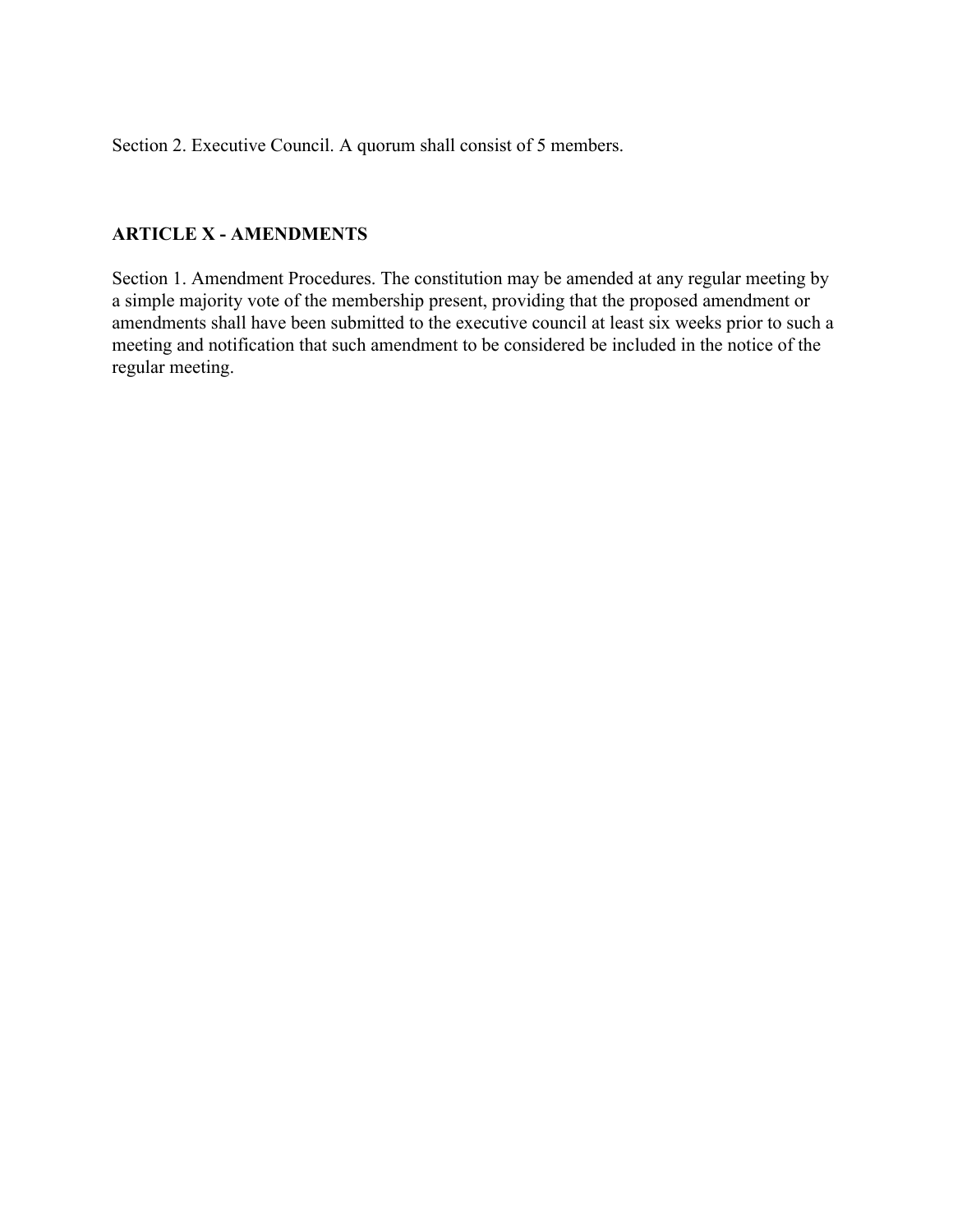Section 2. Executive Council. A quorum shall consist of 5 members.

**ARTICLE X - AMENDMENTS**

Section 1. Amendment Procedures. The constitution may be amended at any regular meeting by a simple majority vote of the membership present, providing that the proposed amendment or amendments shall have been submitted to the executive council at least six weeks prior to such a meeting and notification that such amendment to be considered be included in the notice of the regular meeting.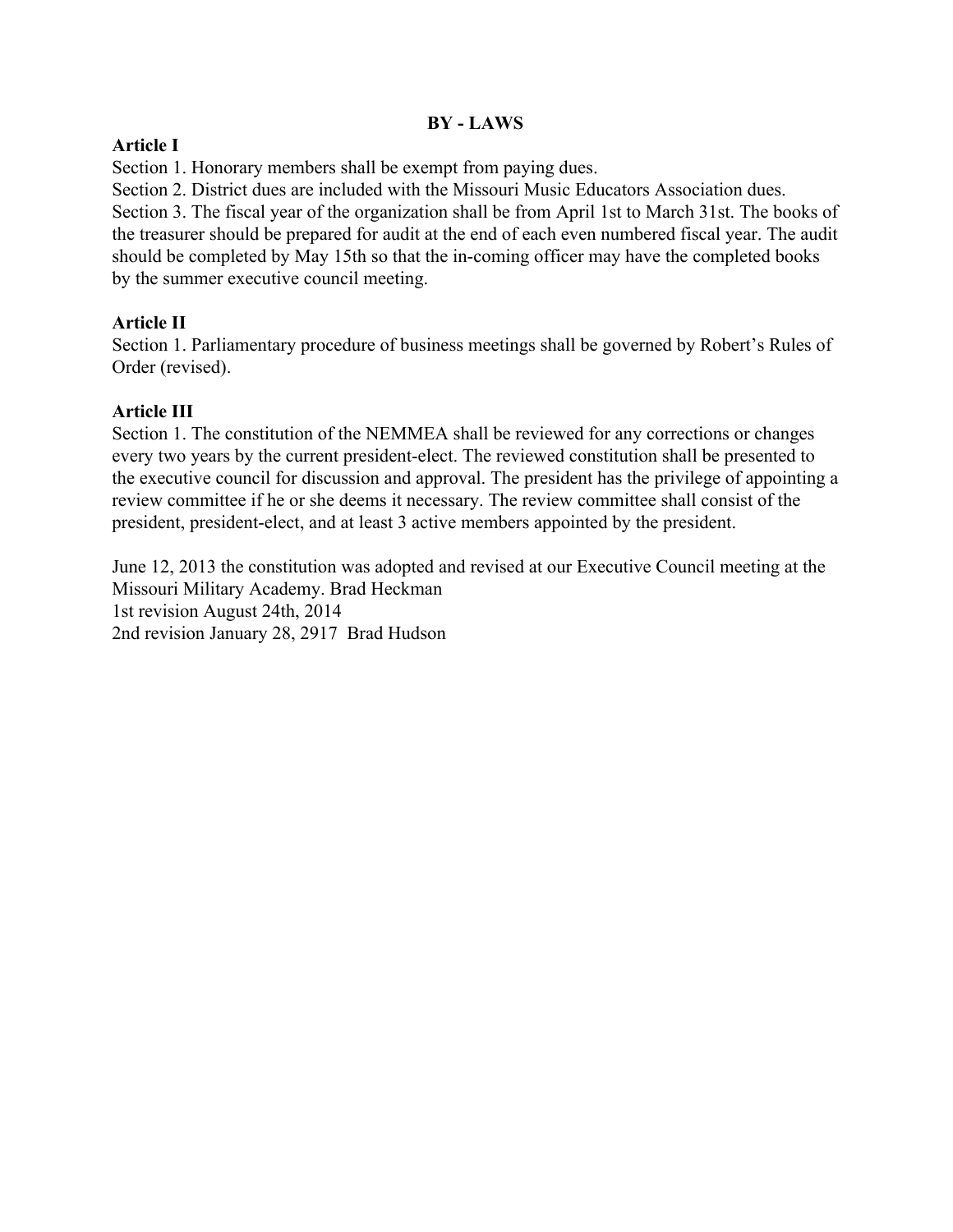## BY - LAWS

**Article I**

Section 1. Honorary members shall be exempt from paying dues.
Section 2. District dues are included with the Missouri Music Educators Association dues.
Section 3. The fiscal year of the organization shall be from April 1st to March 31st. The books of the treasurer should be prepared for audit at the end of each even numbered fiscal year. The audit should be completed by May 15th so that the in-coming officer may have the completed books by the summer executive council meeting.

**Article II**

Section 1. Parliamentary procedure of business meetings shall be governed by Robert's Rules of Order (revised).

**Article III**

Section 1. The constitution of the NEMMEA shall be reviewed for any corrections or changes every two years by the current president-elect. The reviewed constitution shall be presented to the executive council for discussion and approval. The president has the privilege of appointing a review committee if he or she deems it necessary. The review committee shall consist of the president, president-elect, and at least 3 active members appointed by the president.

June 12, 2013 the constitution was adopted and revised at our Executive Council meeting at the Missouri Military Academy. Brad Heckman
1st revision August 24th, 2014
2nd revision January 28, 2917 Brad Hudson